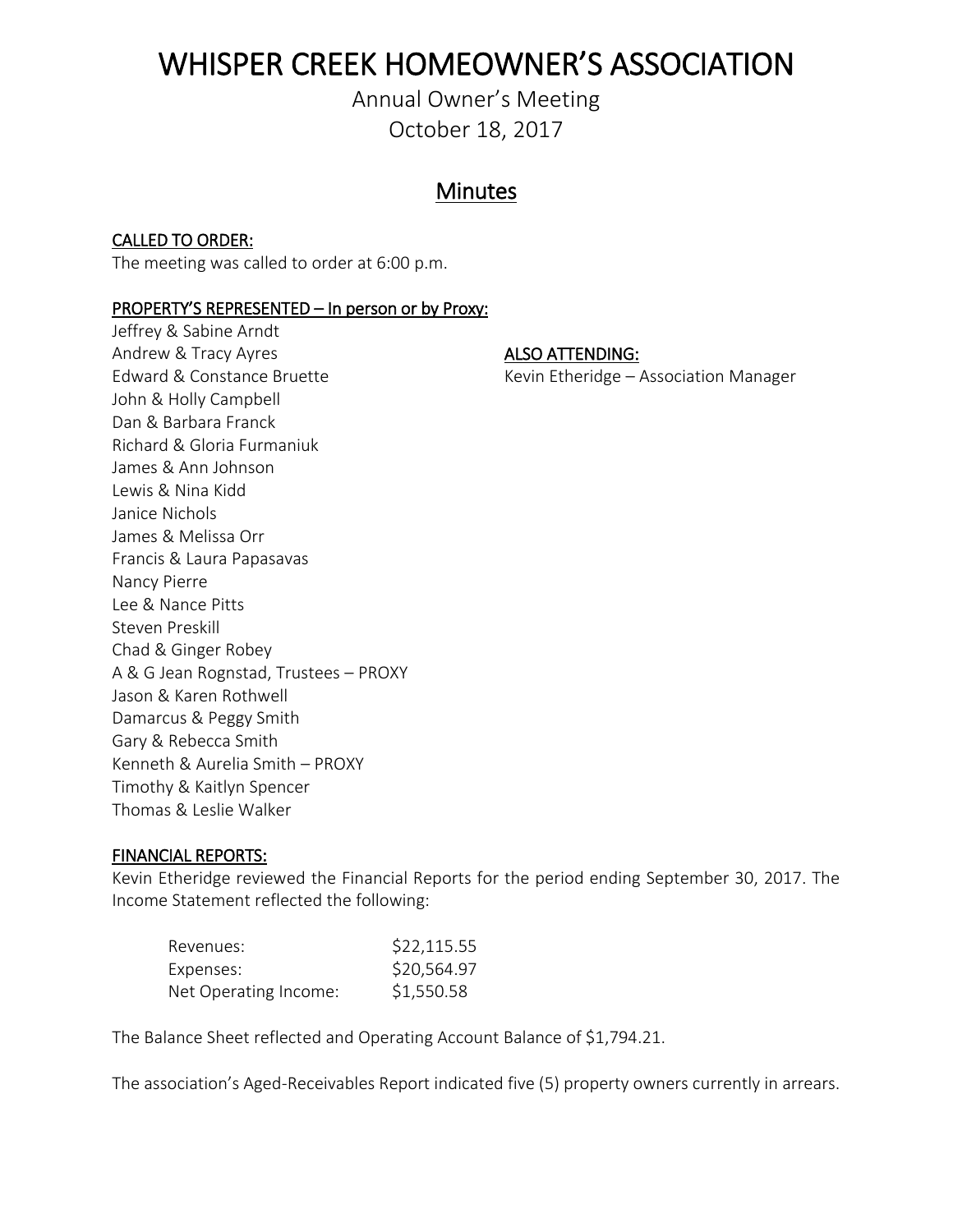# WHISPER CREEK HOMEOWNER'S ASSOCIATION

Annual Owner's Meeting

October 18, 2017

## Minutes

**CALLED TO ORDER:**

The meeting was called to order at 6:00 p.m.

**PROPERTY'S REPRESENTED – In person or by Proxy:**

Jeffrey & Sabine Arndt
Andrew & Tracy Ayres
Edward & Constance Bruette
John & Holly Campbell
Dan & Barbara Franck
Richard & Gloria Furmaniuk
James & Ann Johnson
Lewis & Nina Kidd
Janice Nichols
James & Melissa Orr
Francis & Laura Papasavas
Nancy Pierre
Lee & Nance Pitts
Steven Preskill
Chad & Ginger Robey
A & G Jean Rognstad, Trustees – PROXY
Jason & Karen Rothwell
Damarcus & Peggy Smith
Gary & Rebecca Smith
Kenneth & Aurelia Smith – PROXY
Timothy & Kaitlyn Spencer
Thomas & Leslie Walker

**ALSO ATTENDING:**

Kevin Etheridge – Association Manager

**FINANCIAL REPORTS:**

Kevin Etheridge reviewed the Financial Reports for the period ending September 30, 2017. The Income Statement reflected the following:

| | |
|---|---|
| Revenues: | $22,115.55 |
| Expenses: | $20,564.97 |
| Net Operating Income: | $1,550.58 |

The Balance Sheet reflected and Operating Account Balance of $1,794.21.

The association's Aged-Receivables Report indicated five (5) property owners currently in arrears.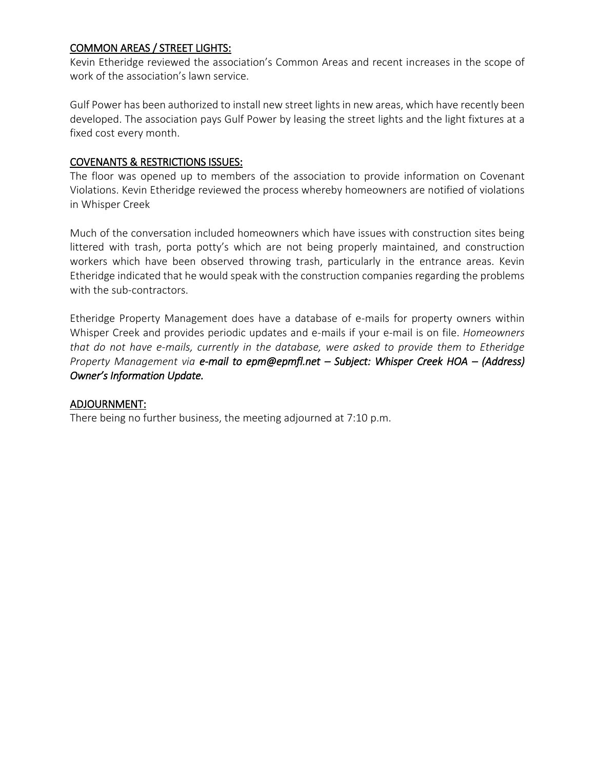## COMMON AREAS / STREET LIGHTS:

Kevin Etheridge reviewed the association's Common Areas and recent increases in the scope of work of the association's lawn service.

Gulf Power has been authorized to install new street lights in new areas, which have recently been developed. The association pays Gulf Power by leasing the street lights and the light fixtures at a fixed cost every month.

## COVENANTS & RESTRICTIONS ISSUES:

The floor was opened up to members of the association to provide information on Covenant Violations. Kevin Etheridge reviewed the process whereby homeowners are notified of violations in Whisper Creek

Much of the conversation included homeowners which have issues with construction sites being littered with trash, porta potty's which are not being properly maintained, and construction workers which have been observed throwing trash, particularly in the entrance areas. Kevin Etheridge indicated that he would speak with the construction companies regarding the problems with the sub-contractors.

Etheridge Property Management does have a database of e-mails for property owners within Whisper Creek and provides periodic updates and e-mails if your e-mail is on file. *Homeowners that do not have e-mails, currently in the database, were asked to provide them to Etheridge Property Management via* ***e-mail to epm@epmfl.net – Subject: Whisper Creek HOA – (Address) Owner's Information Update.***

## ADJOURNMENT:

There being no further business, the meeting adjourned at 7:10 p.m.